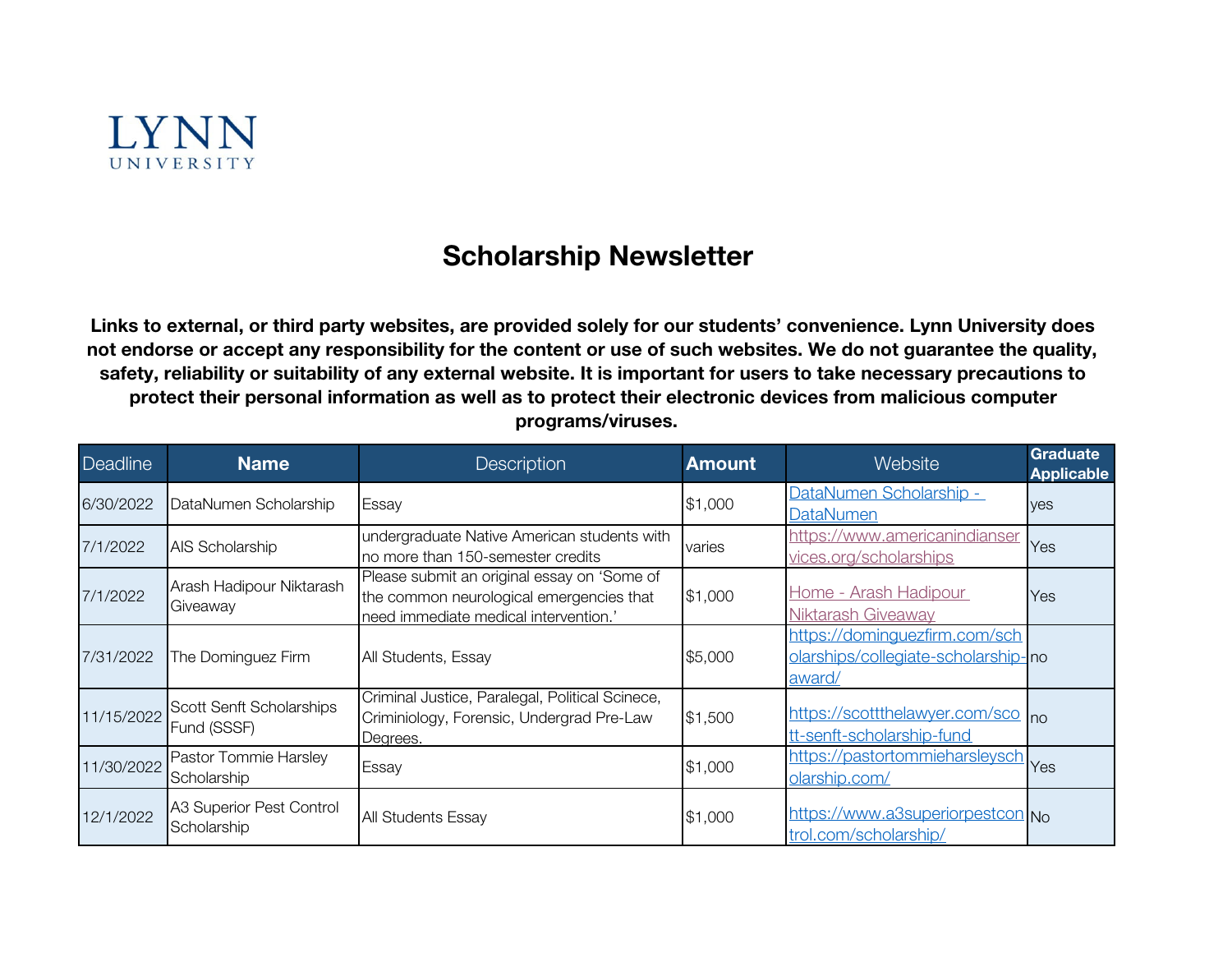LYNN UNIVERSITY

# Scholarship Newsletter

**Links to external, or third party websites, are provided solely for our students' convenience. Lynn University does not endorse or accept any responsibility for the content or use of such websites. We do not guarantee the quality, safety, reliability or suitability of any external website. It is important for users to take necessary precautions to protect their personal information as well as to protect their electronic devices from malicious computer programs/viruses.**

| Deadline | Name | Description | Amount | Website | Graduate Applicable |
|---|---|---|---|---|---|
| 6/30/2022 | DataNumen Scholarship | Essay | $1,000 | DataNumen Scholarship - DataNumen | yes |
| 7/1/2022 | AIS Scholarship | undergraduate Native American students with no more than 150-semester credits | varies | https://www.americanindianservices.org/scholarships | Yes |
| 7/1/2022 | Arash Hadipour Niktarash Giveaway | Please submit an original essay on 'Some of the common neurological emergencies that need immediate medical intervention.' | $1,000 | Home - Arash Hadipour Niktarash Giveaway | Yes |
| 7/31/2022 | The Dominguez Firm | All Students, Essay | $5,000 | https://dominguezfirm.com/scholarships/collegiate-scholarship-award/ | no |
| 11/15/2022 | Scott Senft Scholarships Fund (SSSF) | Criminal Justice, Paralegal, Political Scinece, Criminiology, Forensic, Undergrad Pre-Law Degrees. | $1,500 | https://scottthelawyer.com/scott-senft-scholarship-fund | no |
| 11/30/2022 | Pastor Tommie Harsley Scholarship | Essay | $1,000 | https://pastortommieharsleyscholarship.com/ | Yes |
| 12/1/2022 | A3 Superior Pest Control Scholarship | All Students Essay | $1,000 | https://www.a3superiorpestcontrol.com/scholarship/ | No |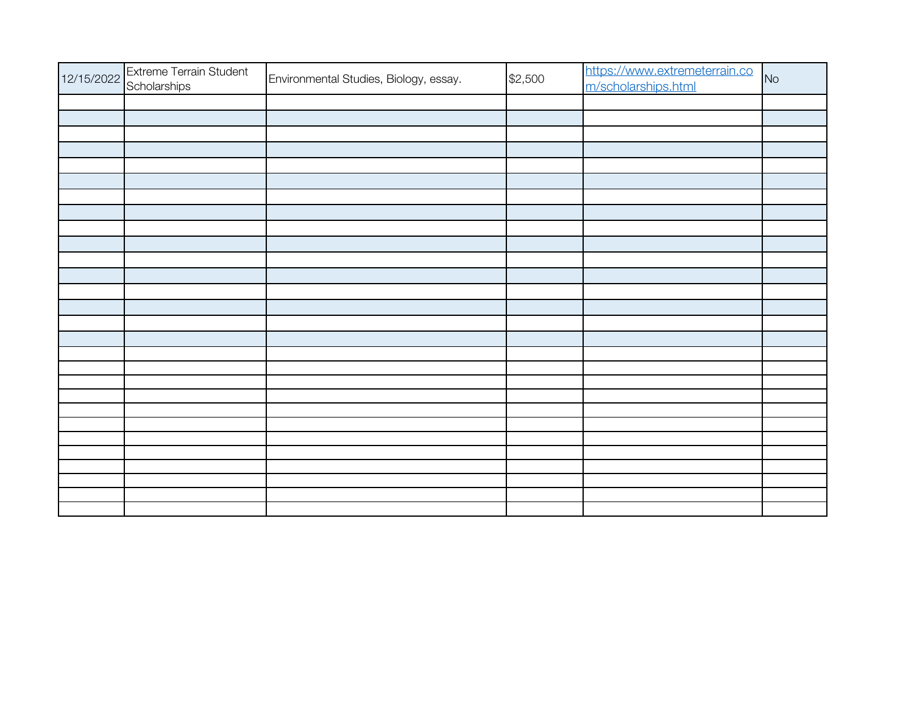| | | | | | |
|---|---|---|---|---|---|
| 12/15/2022 | Extreme Terrain Student Scholarships | Environmental Studies, Biology, essay. | $2,500 | https://www.extremeterrain.com/scholarships.html | No |
| | | | | | |
| | | | | | |
| | | | | | |
| | | | | | |
| | | | | | |
| | | | | | |
| | | | | | |
| | | | | | |
| | | | | | |
| | | | | | |
| | | | | | |
| | | | | | |
| | | | | | |
| | | | | | |
| | | | | | |
| | | | | | |
| | | | | | |
| | | | | | |
| | | | | | |
| | | | | | |
| | | | | | |
| | | | | | |
| | | | | | |
| | | | | | |
| | | | | | |
| | | | | | |
| | | | | | |
| | | | | | |